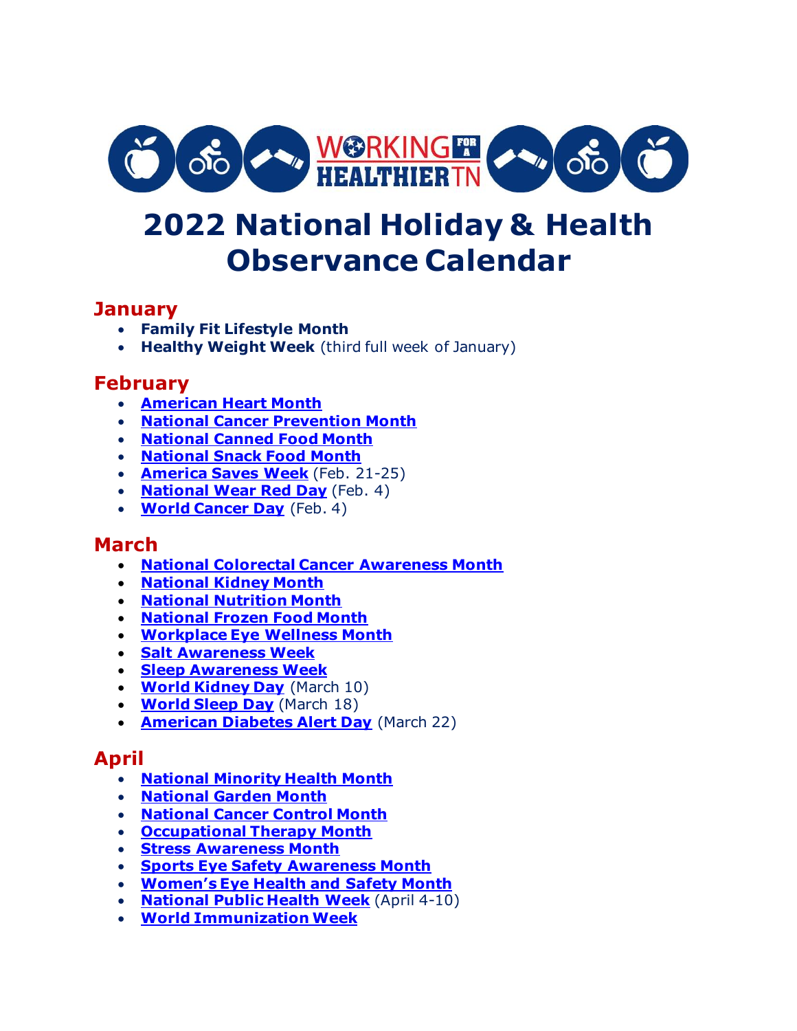WORKING FOR A HEALTHIER TN

# 2022 National Holiday & Health Observance Calendar

## January

- **Family Fit Lifestyle Month**
- **Healthy Weight Week** (third full week of January)

## February

- **American Heart Month**
- **National Cancer Prevention Month**
- **National Canned Food Month**
- **National Snack Food Month**
- **America Saves Week** (Feb. 21-25)
- **National Wear Red Day** (Feb. 4)
- **World Cancer Day** (Feb. 4)

## March

- **National Colorectal Cancer Awareness Month**
- **National Kidney Month**
- **National Nutrition Month**
- **National Frozen Food Month**
- **Workplace Eye Wellness Month**
- **Salt Awareness Week**
- **Sleep Awareness Week**
- **World Kidney Day** (March 10)
- **World Sleep Day** (March 18)
- **American Diabetes Alert Day** (March 22)

## April

- **National Minority Health Month**
- **National Garden Month**
- **National Cancer Control Month**
- **Occupational Therapy Month**
- **Stress Awareness Month**
- **Sports Eye Safety Awareness Month**
- **Women's Eye Health and Safety Month**
- **National Public Health Week** (April 4-10)
- **World Immunization Week**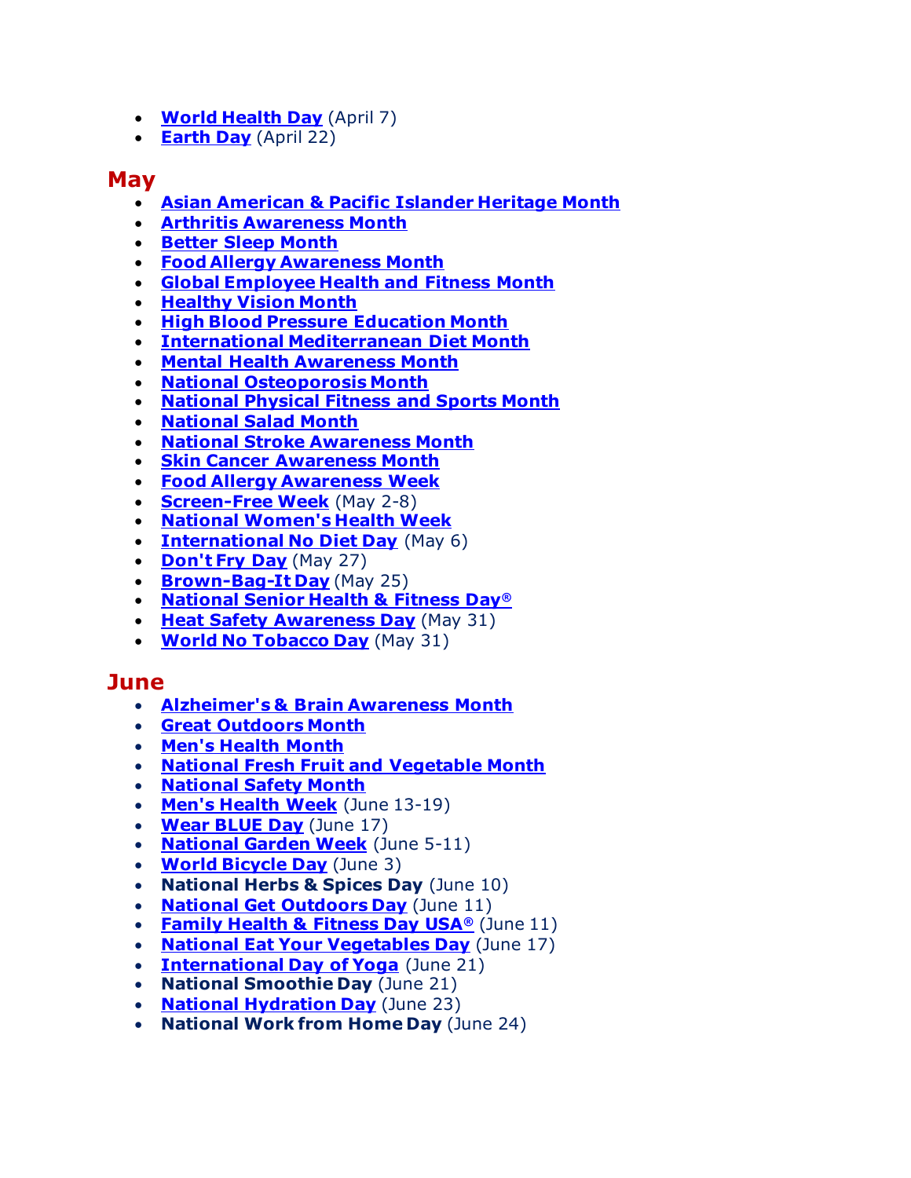- **World Health Day** (April 7)
- **Earth Day** (April 22)

## May

- **Asian American & Pacific Islander Heritage Month**
- **Arthritis Awareness Month**
- **Better Sleep Month**
- **Food Allergy Awareness Month**
- **Global Employee Health and Fitness Month**
- **Healthy Vision Month**
- **High Blood Pressure Education Month**
- **International Mediterranean Diet Month**
- **Mental Health Awareness Month**
- **National Osteoporosis Month**
- **National Physical Fitness and Sports Month**
- **National Salad Month**
- **National Stroke Awareness Month**
- **Skin Cancer Awareness Month**
- **Food Allergy Awareness Week**
- **Screen-Free Week** (May 2-8)
- **National Women's Health Week**
- **International No Diet Day** (May 6)
- **Don't Fry Day** (May 27)
- **Brown-Bag-It Day** (May 25)
- **National Senior Health & Fitness Day®**
- **Heat Safety Awareness Day** (May 31)
- **World No Tobacco Day** (May 31)

## June

- **Alzheimer's & Brain Awareness Month**
- **Great Outdoors Month**
- **Men's Health Month**
- **National Fresh Fruit and Vegetable Month**
- **National Safety Month**
- **Men's Health Week** (June 13-19)
- **Wear BLUE Day** (June 17)
- **National Garden Week** (June 5-11)
- **World Bicycle Day** (June 3)
- **National Herbs & Spices Day** (June 10)
- **National Get Outdoors Day** (June 11)
- **Family Health & Fitness Day USA®** (June 11)
- **National Eat Your Vegetables Day** (June 17)
- **International Day of Yoga** (June 21)
- **National Smoothie Day** (June 21)
- **National Hydration Day** (June 23)
- **National Work from Home Day** (June 24)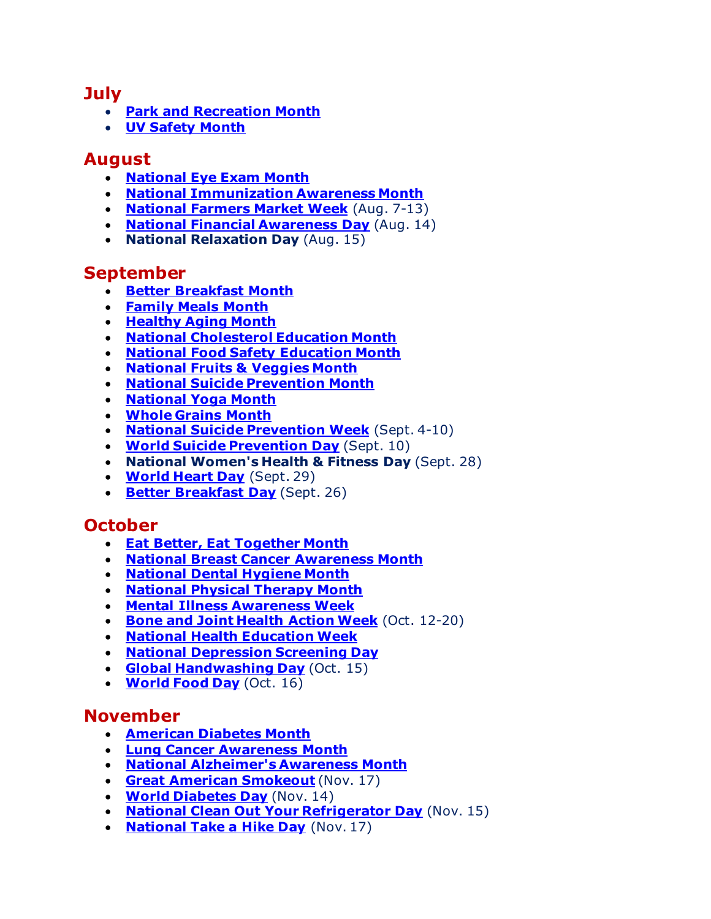## July

- **Park and Recreation Month**
- **UV Safety Month**

## August

- **National Eye Exam Month**
- **National Immunization Awareness Month**
- **National Farmers Market Week** (Aug. 7-13)
- **National Financial Awareness Day** (Aug. 14)
- **National Relaxation Day** (Aug. 15)

## September

- **Better Breakfast Month**
- **Family Meals Month**
- **Healthy Aging Month**
- **National Cholesterol Education Month**
- **National Food Safety Education Month**
- **National Fruits & Veggies Month**
- **National Suicide Prevention Month**
- **National Yoga Month**
- **Whole Grains Month**
- **National Suicide Prevention Week** (Sept. 4-10)
- **World Suicide Prevention Day** (Sept. 10)
- **National Women's Health & Fitness Day** (Sept. 28)
- **World Heart Day** (Sept. 29)
- **Better Breakfast Day** (Sept. 26)

## October

- **Eat Better, Eat Together Month**
- **National Breast Cancer Awareness Month**
- **National Dental Hygiene Month**
- **National Physical Therapy Month**
- **Mental Illness Awareness Week**
- **Bone and Joint Health Action Week** (Oct. 12-20)
- **National Health Education Week**
- **National Depression Screening Day**
- **Global Handwashing Day** (Oct. 15)
- **World Food Day** (Oct. 16)

## November

- **American Diabetes Month**
- **Lung Cancer Awareness Month**
- **National Alzheimer's Awareness Month**
- **Great American Smokeout** (Nov. 17)
- **World Diabetes Day** (Nov. 14)
- **National Clean Out Your Refrigerator Day** (Nov. 15)
- **National Take a Hike Day** (Nov. 17)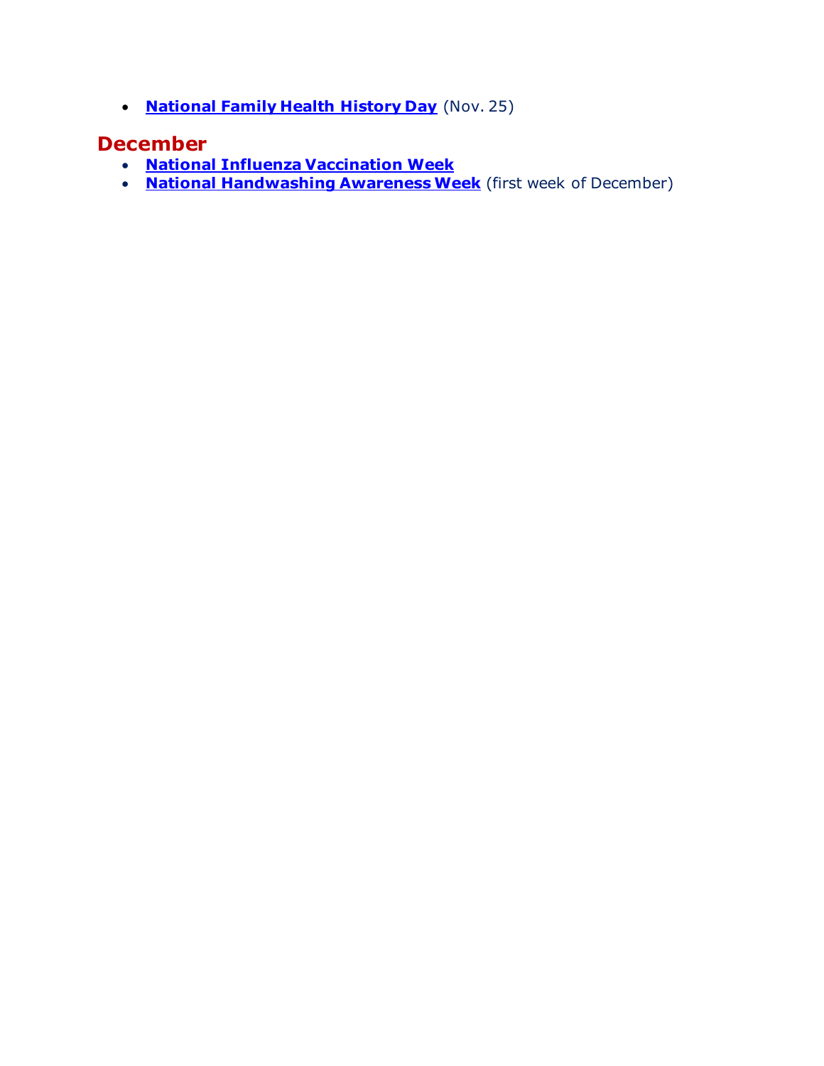- **National Family Health History Day** (Nov. 25)

## December

- **National Influenza Vaccination Week**
- **National Handwashing Awareness Week** (first week of December)